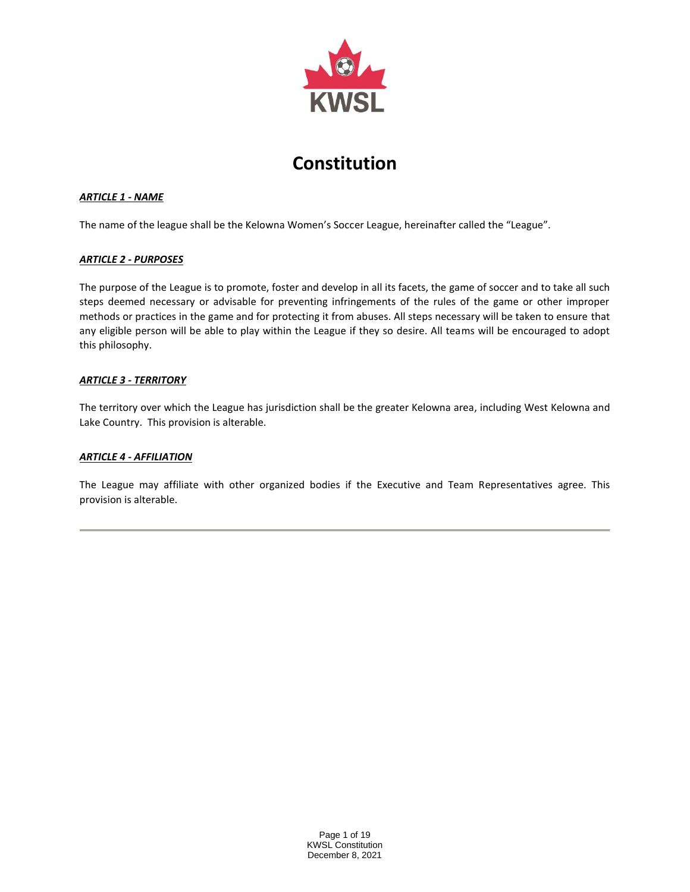# Constitution

***ARTICLE 1 - NAME***

The name of the league shall be the Kelowna Women's Soccer League, hereinafter called the "League".

***ARTICLE 2 - PURPOSES***

The purpose of the League is to promote, foster and develop in all its facets, the game of soccer and to take all such steps deemed necessary or advisable for preventing infringements of the rules of the game or other improper methods or practices in the game and for protecting it from abuses. All steps necessary will be taken to ensure that any eligible person will be able to play within the League if they so desire. All teams will be encouraged to adopt this philosophy.

***ARTICLE 3 - TERRITORY***

The territory over which the League has jurisdiction shall be the greater Kelowna area, including West Kelowna and Lake Country. This provision is alterable.

***ARTICLE 4 - AFFILIATION***

The League may affiliate with other organized bodies if the Executive and Team Representatives agree. This provision is alterable.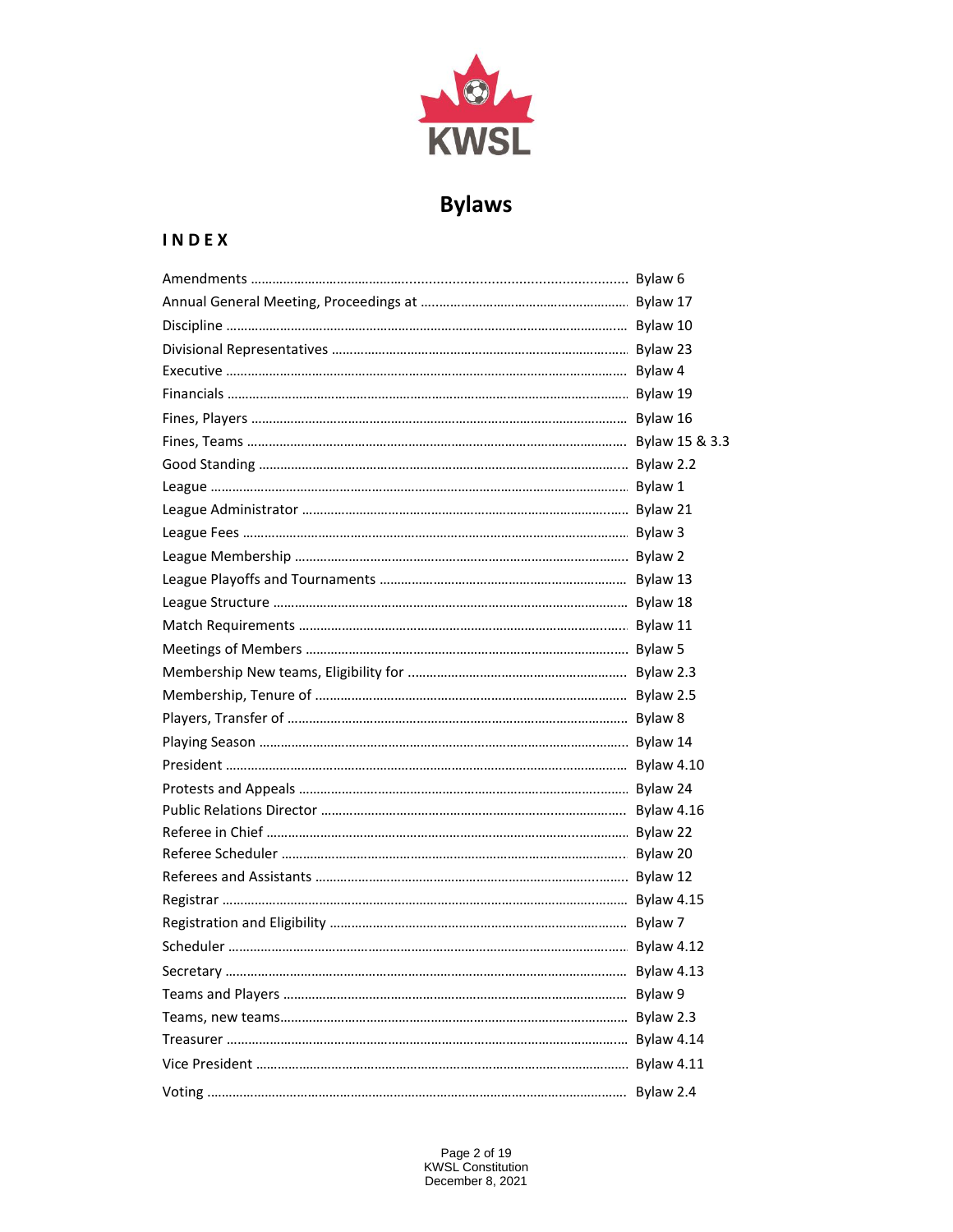# Bylaws

## INDEX

| | |
|---|---|
| Amendments | Bylaw 6 |
| Annual General Meeting, Proceedings at | Bylaw 17 |
| Discipline | Bylaw 10 |
| Divisional Representatives | Bylaw 23 |
| Executive | Bylaw 4 |
| Financials | Bylaw 19 |
| Fines, Players | Bylaw 16 |
| Fines, Teams | Bylaw 15 & 3.3 |
| Good Standing | Bylaw 2.2 |
| League | Bylaw 1 |
| League Administrator | Bylaw 21 |
| League Fees | Bylaw 3 |
| League Membership | Bylaw 2 |
| League Playoffs and Tournaments | Bylaw 13 |
| League Structure | Bylaw 18 |
| Match Requirements | Bylaw 11 |
| Meetings of Members | Bylaw 5 |
| Membership New teams, Eligibility for | Bylaw 2.3 |
| Membership, Tenure of | Bylaw 2.5 |
| Players, Transfer of | Bylaw 8 |
| Playing Season | Bylaw 14 |
| President | Bylaw 4.10 |
| Protests and Appeals | Bylaw 24 |
| Public Relations Director | Bylaw 4.16 |
| Referee in Chief | Bylaw 22 |
| Referee Scheduler | Bylaw 20 |
| Referees and Assistants | Bylaw 12 |
| Registrar | Bylaw 4.15 |
| Registration and Eligibility | Bylaw 7 |
| Scheduler | Bylaw 4.12 |
| Secretary | Bylaw 4.13 |
| Teams and Players | Bylaw 9 |
| Teams, new teams | Bylaw 2.3 |
| Treasurer | Bylaw 4.14 |
| Vice President | Bylaw 4.11 |
| Voting | Bylaw 2.4 |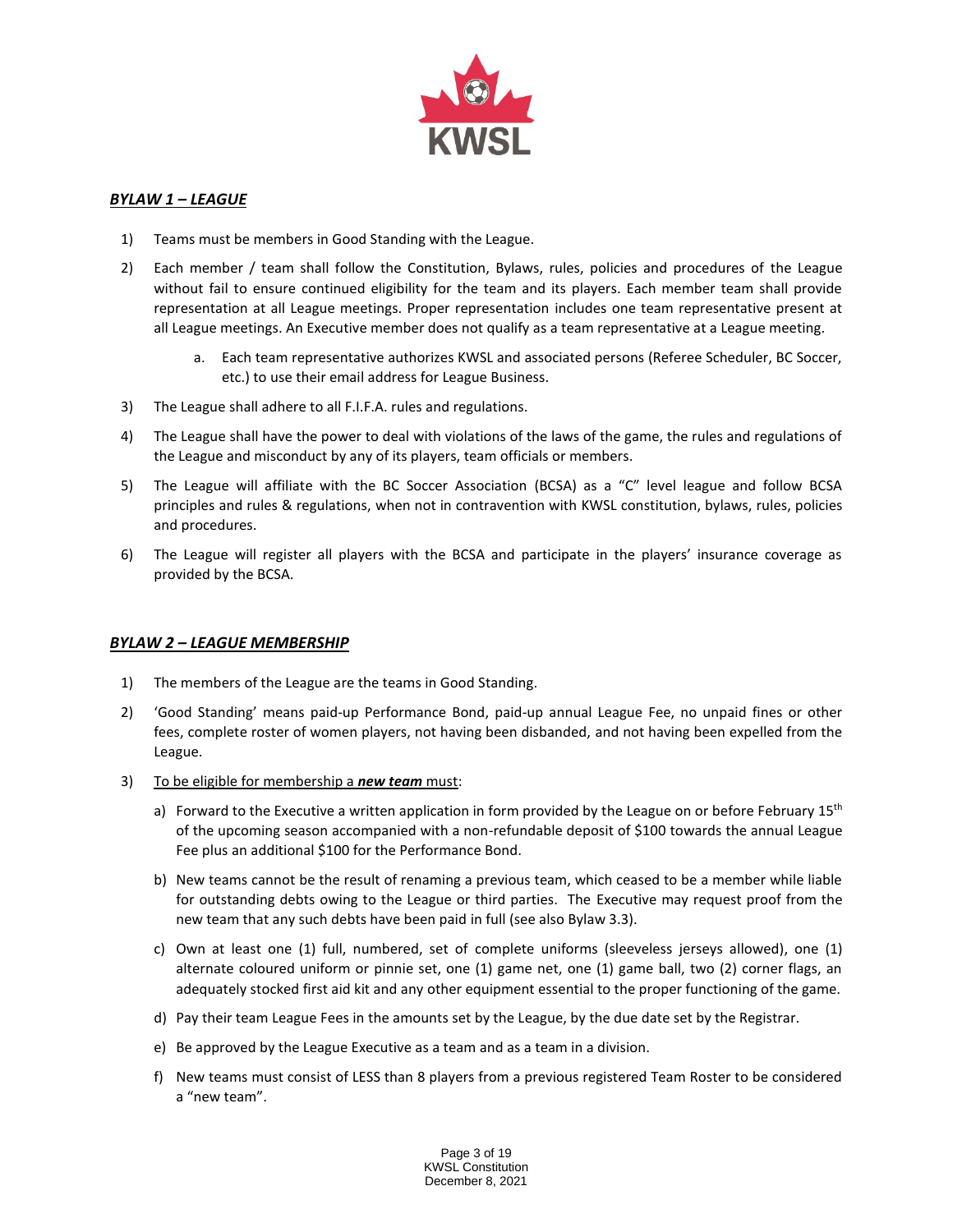## *BYLAW 1 – LEAGUE*

1) Teams must be members in Good Standing with the League.
2) Each member / team shall follow the Constitution, Bylaws, rules, policies and procedures of the League without fail to ensure continued eligibility for the team and its players. Each member team shall provide representation at all League meetings. Proper representation includes one team representative present at all League meetings. An Executive member does not qualify as a team representative at a League meeting.
   a. Each team representative authorizes KWSL and associated persons (Referee Scheduler, BC Soccer, etc.) to use their email address for League Business.
3) The League shall adhere to all F.I.F.A. rules and regulations.
4) The League shall have the power to deal with violations of the laws of the game, the rules and regulations of the League and misconduct by any of its players, team officials or members.
5) The League will affiliate with the BC Soccer Association (BCSA) as a "C" level league and follow BCSA principles and rules & regulations, when not in contravention with KWSL constitution, bylaws, rules, policies and procedures.
6) The League will register all players with the BCSA and participate in the players' insurance coverage as provided by the BCSA.

## *BYLAW 2 – LEAGUE MEMBERSHIP*

1) The members of the League are the teams in Good Standing.
2) 'Good Standing' means paid-up Performance Bond, paid-up annual League Fee, no unpaid fines or other fees, complete roster of women players, not having been disbanded, and not having been expelled from the League.
3) <u>To be eligible for membership a ***new team*** must</u>:
   a) Forward to the Executive a written application in form provided by the League on or before February 15th of the upcoming season accompanied with a non-refundable deposit of $100 towards the annual League Fee plus an additional $100 for the Performance Bond.
   b) New teams cannot be the result of renaming a previous team, which ceased to be a member while liable for outstanding debts owing to the League or third parties. The Executive may request proof from the new team that any such debts have been paid in full (see also Bylaw 3.3).
   c) Own at least one (1) full, numbered, set of complete uniforms (sleeveless jerseys allowed), one (1) alternate coloured uniform or pinnie set, one (1) game net, one (1) game ball, two (2) corner flags, an adequately stocked first aid kit and any other equipment essential to the proper functioning of the game.
   d) Pay their team League Fees in the amounts set by the League, by the due date set by the Registrar.
   e) Be approved by the League Executive as a team and as a team in a division.
   f) New teams must consist of LESS than 8 players from a previous registered Team Roster to be considered a "new team".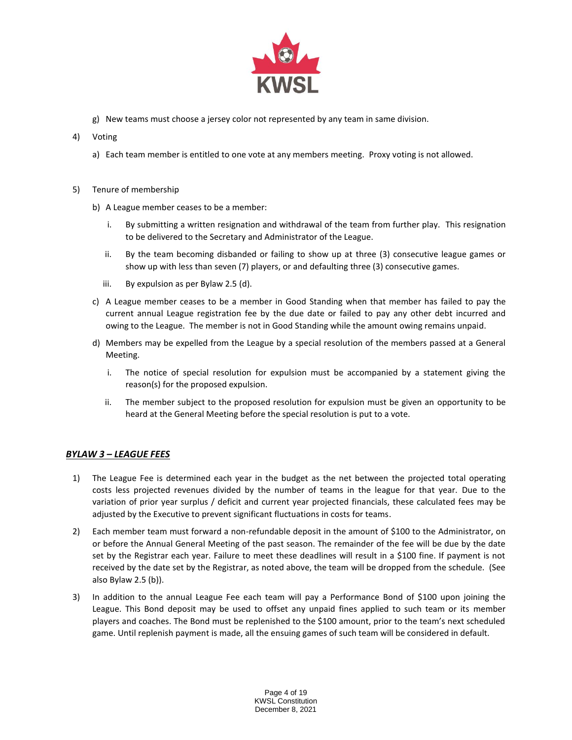g) New teams must choose a jersey color not represented by any team in same division.

4) Voting

a) Each team member is entitled to one vote at any members meeting. Proxy voting is not allowed.

5) Tenure of membership

b) A League member ceases to be a member:

i. By submitting a written resignation and withdrawal of the team from further play. This resignation to be delivered to the Secretary and Administrator of the League.

ii. By the team becoming disbanded or failing to show up at three (3) consecutive league games or show up with less than seven (7) players, or and defaulting three (3) consecutive games.

iii. By expulsion as per Bylaw 2.5 (d).

c) A League member ceases to be a member in Good Standing when that member has failed to pay the current annual League registration fee by the due date or failed to pay any other debt incurred and owing to the League. The member is not in Good Standing while the amount owing remains unpaid.

d) Members may be expelled from the League by a special resolution of the members passed at a General Meeting.

i. The notice of special resolution for expulsion must be accompanied by a statement giving the reason(s) for the proposed expulsion.

ii. The member subject to the proposed resolution for expulsion must be given an opportunity to be heard at the General Meeting before the special resolution is put to a vote.

## ***BYLAW 3 – LEAGUE FEES***

1) The League Fee is determined each year in the budget as the net between the projected total operating costs less projected revenues divided by the number of teams in the league for that year. Due to the variation of prior year surplus / deficit and current year projected financials, these calculated fees may be adjusted by the Executive to prevent significant fluctuations in costs for teams.

2) Each member team must forward a non-refundable deposit in the amount of $100 to the Administrator, on or before the Annual General Meeting of the past season. The remainder of the fee will be due by the date set by the Registrar each year. Failure to meet these deadlines will result in a $100 fine. If payment is not received by the date set by the Registrar, as noted above, the team will be dropped from the schedule. (See also Bylaw 2.5 (b)).

3) In addition to the annual League Fee each team will pay a Performance Bond of $100 upon joining the League. This Bond deposit may be used to offset any unpaid fines applied to such team or its member players and coaches. The Bond must be replenished to the $100 amount, prior to the team's next scheduled game. Until replenish payment is made, all the ensuing games of such team will be considered in default.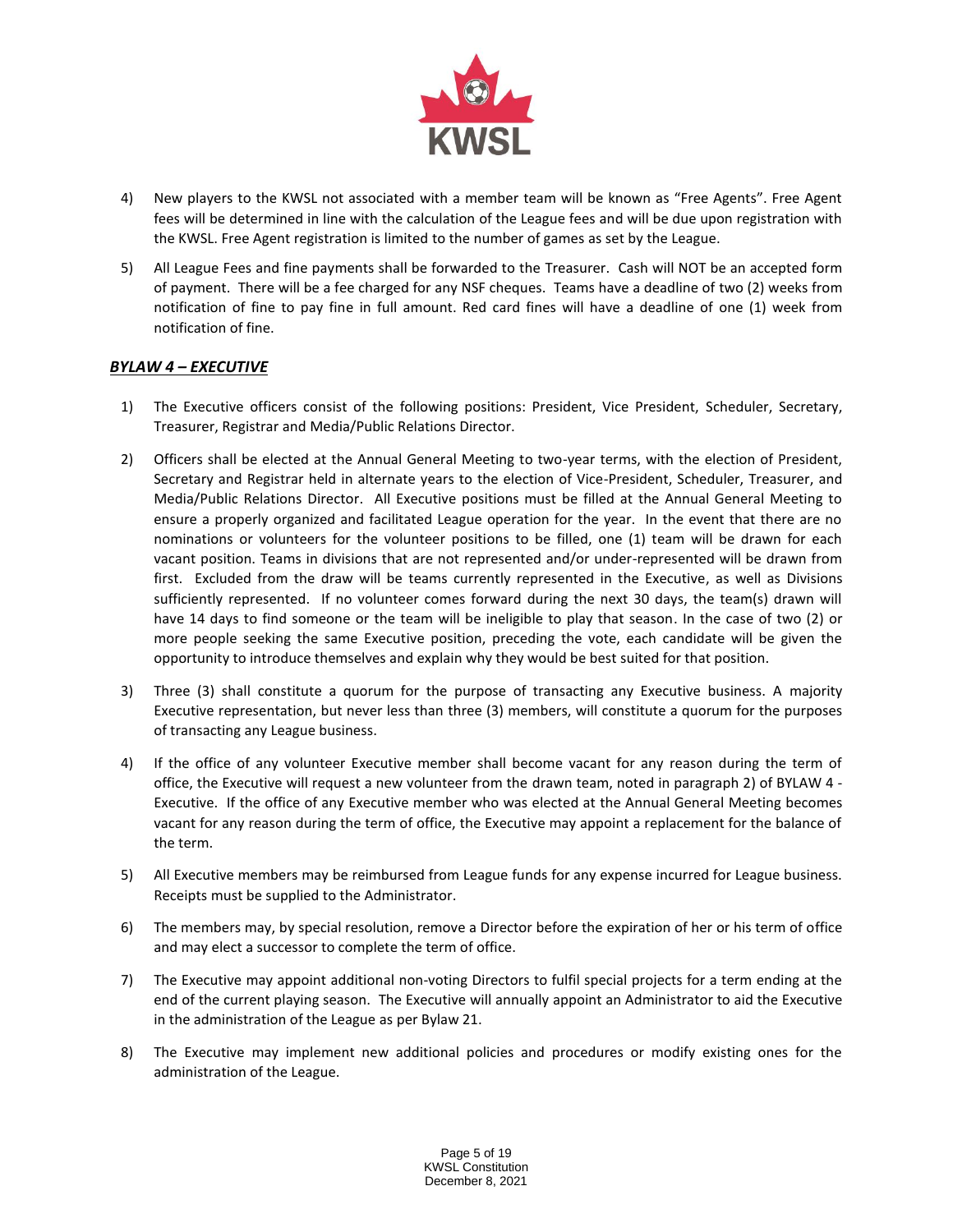4) New players to the KWSL not associated with a member team will be known as "Free Agents". Free Agent fees will be determined in line with the calculation of the League fees and will be due upon registration with the KWSL. Free Agent registration is limited to the number of games as set by the League.

5) All League Fees and fine payments shall be forwarded to the Treasurer. Cash will NOT be an accepted form of payment. There will be a fee charged for any NSF cheques. Teams have a deadline of two (2) weeks from notification of fine to pay fine in full amount. Red card fines will have a deadline of one (1) week from notification of fine.

## ***BYLAW 4 – EXECUTIVE***

1) The Executive officers consist of the following positions: President, Vice President, Scheduler, Secretary, Treasurer, Registrar and Media/Public Relations Director.

2) Officers shall be elected at the Annual General Meeting to two-year terms, with the election of President, Secretary and Registrar held in alternate years to the election of Vice-President, Scheduler, Treasurer, and Media/Public Relations Director. All Executive positions must be filled at the Annual General Meeting to ensure a properly organized and facilitated League operation for the year. In the event that there are no nominations or volunteers for the volunteer positions to be filled, one (1) team will be drawn for each vacant position. Teams in divisions that are not represented and/or under-represented will be drawn from first. Excluded from the draw will be teams currently represented in the Executive, as well as Divisions sufficiently represented. If no volunteer comes forward during the next 30 days, the team(s) drawn will have 14 days to find someone or the team will be ineligible to play that season. In the case of two (2) or more people seeking the same Executive position, preceding the vote, each candidate will be given the opportunity to introduce themselves and explain why they would be best suited for that position.

3) Three (3) shall constitute a quorum for the purpose of transacting any Executive business. A majority Executive representation, but never less than three (3) members, will constitute a quorum for the purposes of transacting any League business.

4) If the office of any volunteer Executive member shall become vacant for any reason during the term of office, the Executive will request a new volunteer from the drawn team, noted in paragraph 2) of BYLAW 4 - Executive. If the office of any Executive member who was elected at the Annual General Meeting becomes vacant for any reason during the term of office, the Executive may appoint a replacement for the balance of the term.

5) All Executive members may be reimbursed from League funds for any expense incurred for League business. Receipts must be supplied to the Administrator.

6) The members may, by special resolution, remove a Director before the expiration of her or his term of office and may elect a successor to complete the term of office.

7) The Executive may appoint additional non-voting Directors to fulfil special projects for a term ending at the end of the current playing season. The Executive will annually appoint an Administrator to aid the Executive in the administration of the League as per Bylaw 21.

8) The Executive may implement new additional policies and procedures or modify existing ones for the administration of the League.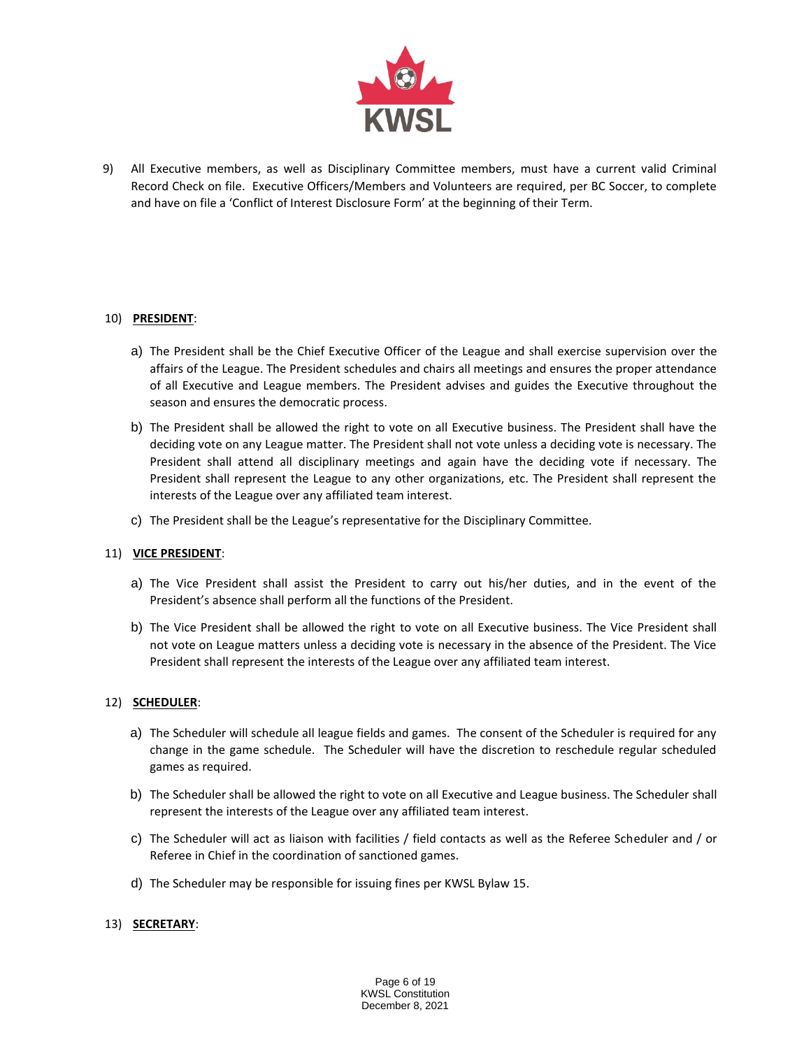9) All Executive members, as well as Disciplinary Committee members, must have a current valid Criminal Record Check on file. Executive Officers/Members and Volunteers are required, per BC Soccer, to complete and have on file a 'Conflict of Interest Disclosure Form' at the beginning of their Term.

10) **PRESIDENT**:

a) The President shall be the Chief Executive Officer of the League and shall exercise supervision over the affairs of the League. The President schedules and chairs all meetings and ensures the proper attendance of all Executive and League members. The President advises and guides the Executive throughout the season and ensures the democratic process.

b) The President shall be allowed the right to vote on all Executive business. The President shall have the deciding vote on any League matter. The President shall not vote unless a deciding vote is necessary. The President shall attend all disciplinary meetings and again have the deciding vote if necessary. The President shall represent the League to any other organizations, etc. The President shall represent the interests of the League over any affiliated team interest.

c) The President shall be the League's representative for the Disciplinary Committee.

11) **VICE PRESIDENT**:

a) The Vice President shall assist the President to carry out his/her duties, and in the event of the President's absence shall perform all the functions of the President.

b) The Vice President shall be allowed the right to vote on all Executive business. The Vice President shall not vote on League matters unless a deciding vote is necessary in the absence of the President. The Vice President shall represent the interests of the League over any affiliated team interest.

12) **SCHEDULER**:

a) The Scheduler will schedule all league fields and games. The consent of the Scheduler is required for any change in the game schedule. The Scheduler will have the discretion to reschedule regular scheduled games as required.

b) The Scheduler shall be allowed the right to vote on all Executive and League business. The Scheduler shall represent the interests of the League over any affiliated team interest.

c) The Scheduler will act as liaison with facilities / field contacts as well as the Referee Scheduler and / or Referee in Chief in the coordination of sanctioned games.

d) The Scheduler may be responsible for issuing fines per KWSL Bylaw 15.

13) **SECRETARY**: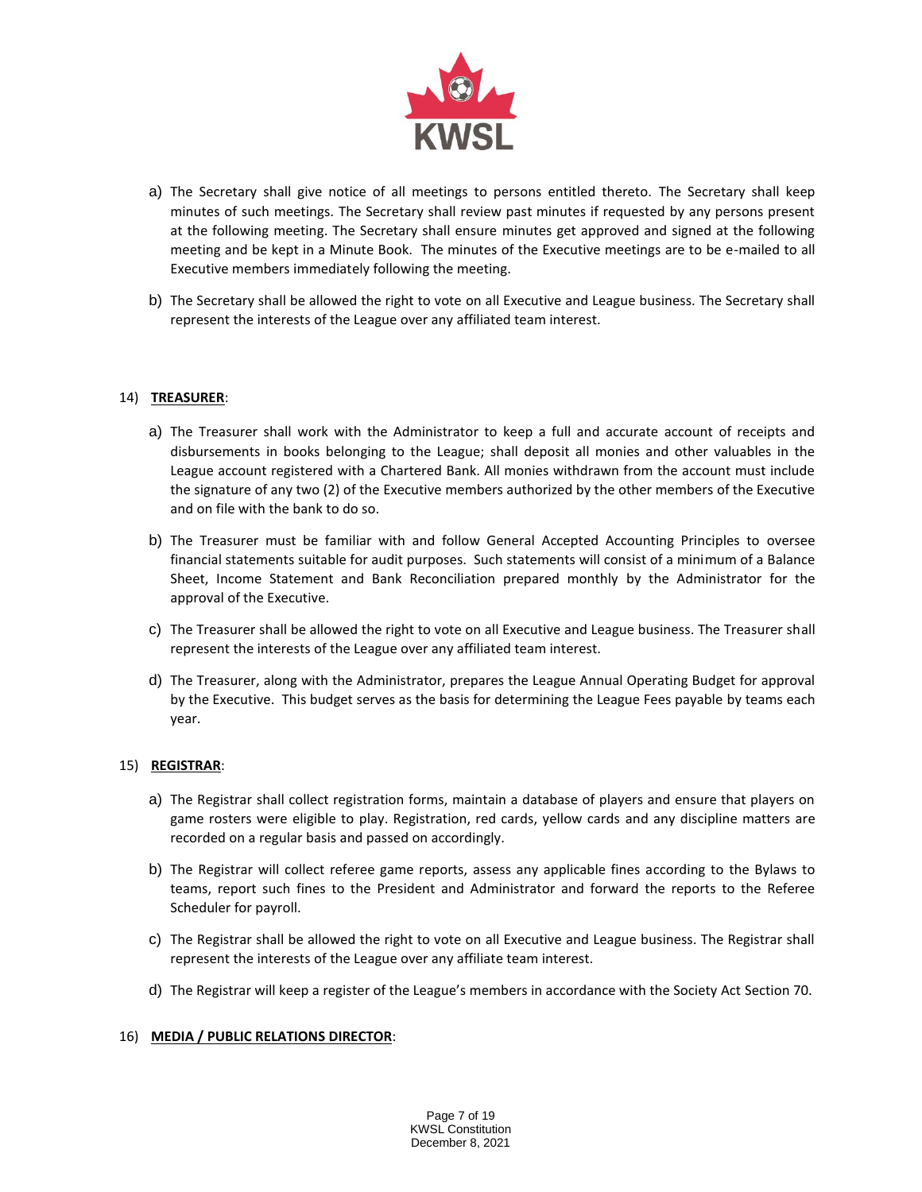a) The Secretary shall give notice of all meetings to persons entitled thereto. The Secretary shall keep minutes of such meetings. The Secretary shall review past minutes if requested by any persons present at the following meeting. The Secretary shall ensure minutes get approved and signed at the following meeting and be kept in a Minute Book. The minutes of the Executive meetings are to be e-mailed to all Executive members immediately following the meeting.

b) The Secretary shall be allowed the right to vote on all Executive and League business. The Secretary shall represent the interests of the League over any affiliated team interest.

14) **TREASURER**:

a) The Treasurer shall work with the Administrator to keep a full and accurate account of receipts and disbursements in books belonging to the League; shall deposit all monies and other valuables in the League account registered with a Chartered Bank. All monies withdrawn from the account must include the signature of any two (2) of the Executive members authorized by the other members of the Executive and on file with the bank to do so.

b) The Treasurer must be familiar with and follow General Accepted Accounting Principles to oversee financial statements suitable for audit purposes. Such statements will consist of a minimum of a Balance Sheet, Income Statement and Bank Reconciliation prepared monthly by the Administrator for the approval of the Executive.

c) The Treasurer shall be allowed the right to vote on all Executive and League business. The Treasurer shall represent the interests of the League over any affiliated team interest.

d) The Treasurer, along with the Administrator, prepares the League Annual Operating Budget for approval by the Executive. This budget serves as the basis for determining the League Fees payable by teams each year.

15) **REGISTRAR**:

a) The Registrar shall collect registration forms, maintain a database of players and ensure that players on game rosters were eligible to play. Registration, red cards, yellow cards and any discipline matters are recorded on a regular basis and passed on accordingly.

b) The Registrar will collect referee game reports, assess any applicable fines according to the Bylaws to teams, report such fines to the President and Administrator and forward the reports to the Referee Scheduler for payroll.

c) The Registrar shall be allowed the right to vote on all Executive and League business. The Registrar shall represent the interests of the League over any affiliate team interest.

d) The Registrar will keep a register of the League's members in accordance with the Society Act Section 70.

16) **MEDIA / PUBLIC RELATIONS DIRECTOR**: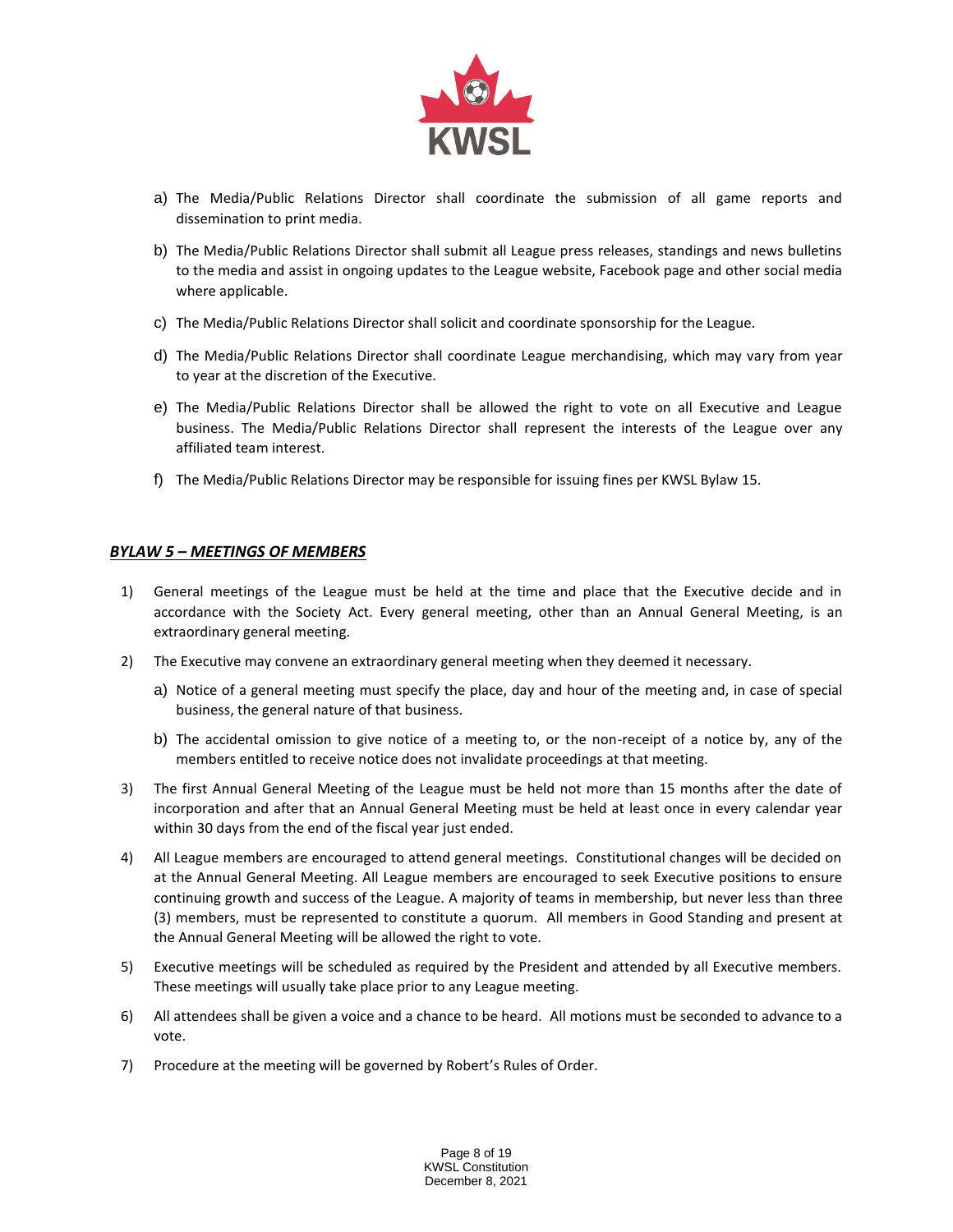a) The Media/Public Relations Director shall coordinate the submission of all game reports and dissemination to print media.

b) The Media/Public Relations Director shall submit all League press releases, standings and news bulletins to the media and assist in ongoing updates to the League website, Facebook page and other social media where applicable.

c) The Media/Public Relations Director shall solicit and coordinate sponsorship for the League.

d) The Media/Public Relations Director shall coordinate League merchandising, which may vary from year to year at the discretion of the Executive.

e) The Media/Public Relations Director shall be allowed the right to vote on all Executive and League business. The Media/Public Relations Director shall represent the interests of the League over any affiliated team interest.

f) The Media/Public Relations Director may be responsible for issuing fines per KWSL Bylaw 15.

## ***BYLAW 5 – MEETINGS OF MEMBERS***

1) General meetings of the League must be held at the time and place that the Executive decide and in accordance with the Society Act. Every general meeting, other than an Annual General Meeting, is an extraordinary general meeting.

2) The Executive may convene an extraordinary general meeting when they deemed it necessary.

   a) Notice of a general meeting must specify the place, day and hour of the meeting and, in case of special business, the general nature of that business.

   b) The accidental omission to give notice of a meeting to, or the non-receipt of a notice by, any of the members entitled to receive notice does not invalidate proceedings at that meeting.

3) The first Annual General Meeting of the League must be held not more than 15 months after the date of incorporation and after that an Annual General Meeting must be held at least once in every calendar year within 30 days from the end of the fiscal year just ended.

4) All League members are encouraged to attend general meetings. Constitutional changes will be decided on at the Annual General Meeting. All League members are encouraged to seek Executive positions to ensure continuing growth and success of the League. A majority of teams in membership, but never less than three (3) members, must be represented to constitute a quorum. All members in Good Standing and present at the Annual General Meeting will be allowed the right to vote.

5) Executive meetings will be scheduled as required by the President and attended by all Executive members. These meetings will usually take place prior to any League meeting.

6) All attendees shall be given a voice and a chance to be heard. All motions must be seconded to advance to a vote.

7) Procedure at the meeting will be governed by Robert's Rules of Order.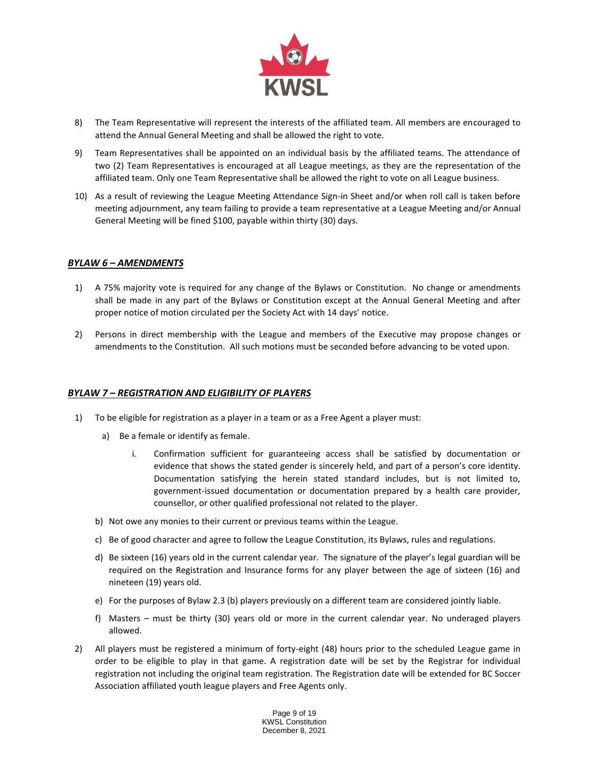8) The Team Representative will represent the interests of the affiliated team. All members are encouraged to attend the Annual General Meeting and shall be allowed the right to vote.

9) Team Representatives shall be appointed on an individual basis by the affiliated teams. The attendance of two (2) Team Representatives is encouraged at all League meetings, as they are the representation of the affiliated team. Only one Team Representative shall be allowed the right to vote on all League business.

10) As a result of reviewing the League Meeting Attendance Sign-in Sheet and/or when roll call is taken before meeting adjournment, any team failing to provide a team representative at a League Meeting and/or Annual General Meeting will be fined $100, payable within thirty (30) days.

### ***BYLAW 6 – AMENDMENTS***

1) A 75% majority vote is required for any change of the Bylaws or Constitution. No change or amendments shall be made in any part of the Bylaws or Constitution except at the Annual General Meeting and after proper notice of motion circulated per the Society Act with 14 days' notice.

2) Persons in direct membership with the League and members of the Executive may propose changes or amendments to the Constitution. All such motions must be seconded before advancing to be voted upon.

### ***BYLAW 7 – REGISTRATION AND ELIGIBILITY OF PLAYERS***

1) To be eligible for registration as a player in a team or as a Free Agent a player must:

    a) Be a female or identify as female.

        i. Confirmation sufficient for guaranteeing access shall be satisfied by documentation or evidence that shows the stated gender is sincerely held, and part of a person's core identity. Documentation satisfying the herein stated standard includes, but is not limited to, government-issued documentation or documentation prepared by a health care provider, counsellor, or other qualified professional not related to the player.

    b) Not owe any monies to their current or previous teams within the League.

    c) Be of good character and agree to follow the League Constitution, its Bylaws, rules and regulations.

    d) Be sixteen (16) years old in the current calendar year. The signature of the player's legal guardian will be required on the Registration and Insurance forms for any player between the age of sixteen (16) and nineteen (19) years old.

    e) For the purposes of Bylaw 2.3 (b) players previously on a different team are considered jointly liable.

    f) Masters – must be thirty (30) years old or more in the current calendar year. No underaged players allowed.

2) All players must be registered a minimum of forty-eight (48) hours prior to the scheduled League game in order to be eligible to play in that game. A registration date will be set by the Registrar for individual registration not including the original team registration. The Registration date will be extended for BC Soccer Association affiliated youth league players and Free Agents only.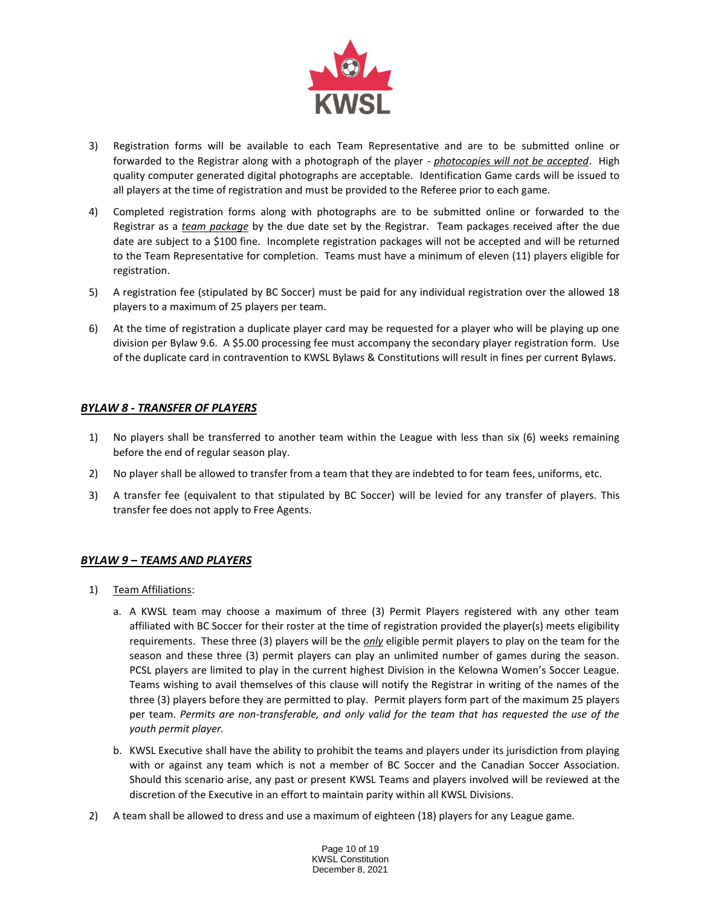3) Registration forms will be available to each Team Representative and are to be submitted online or forwarded to the Registrar along with a photograph of the player - *photocopies will not be accepted*. High quality computer generated digital photographs are acceptable. Identification Game cards will be issued to all players at the time of registration and must be provided to the Referee prior to each game.

4) Completed registration forms along with photographs are to be submitted online or forwarded to the Registrar as a *team package* by the due date set by the Registrar. Team packages received after the due date are subject to a $100 fine. Incomplete registration packages will not be accepted and will be returned to the Team Representative for completion. Teams must have a minimum of eleven (11) players eligible for registration.

5) A registration fee (stipulated by BC Soccer) must be paid for any individual registration over the allowed 18 players to a maximum of 25 players per team.

6) At the time of registration a duplicate player card may be requested for a player who will be playing up one division per Bylaw 9.6. A $5.00 processing fee must accompany the secondary player registration form. Use of the duplicate card in contravention to KWSL Bylaws & Constitutions will result in fines per current Bylaws.

## *BYLAW 8 - TRANSFER OF PLAYERS*

1) No players shall be transferred to another team within the League with less than six (6) weeks remaining before the end of regular season play.

2) No player shall be allowed to transfer from a team that they are indebted to for team fees, uniforms, etc.

3) A transfer fee (equivalent to that stipulated by BC Soccer) will be levied for any transfer of players. This transfer fee does not apply to Free Agents.

## *BYLAW 9 – TEAMS AND PLAYERS*

1) Team Affiliations:

   a. A KWSL team may choose a maximum of three (3) Permit Players registered with any other team affiliated with BC Soccer for their roster at the time of registration provided the player(s) meets eligibility requirements. These three (3) players will be the ***only*** eligible permit players to play on the team for the season and these three (3) permit players can play an unlimited number of games during the season. PCSL players are limited to play in the current highest Division in the Kelowna Women's Soccer League. Teams wishing to avail themselves of this clause will notify the Registrar in writing of the names of the three (3) players before they are permitted to play. Permit players form part of the maximum 25 players per team. *Permits are non-transferable, and only valid for the team that has requested the use of the youth permit player.*

   b. KWSL Executive shall have the ability to prohibit the teams and players under its jurisdiction from playing with or against any team which is not a member of BC Soccer and the Canadian Soccer Association. Should this scenario arise, any past or present KWSL Teams and players involved will be reviewed at the discretion of the Executive in an effort to maintain parity within all KWSL Divisions.

2) A team shall be allowed to dress and use a maximum of eighteen (18) players for any League game.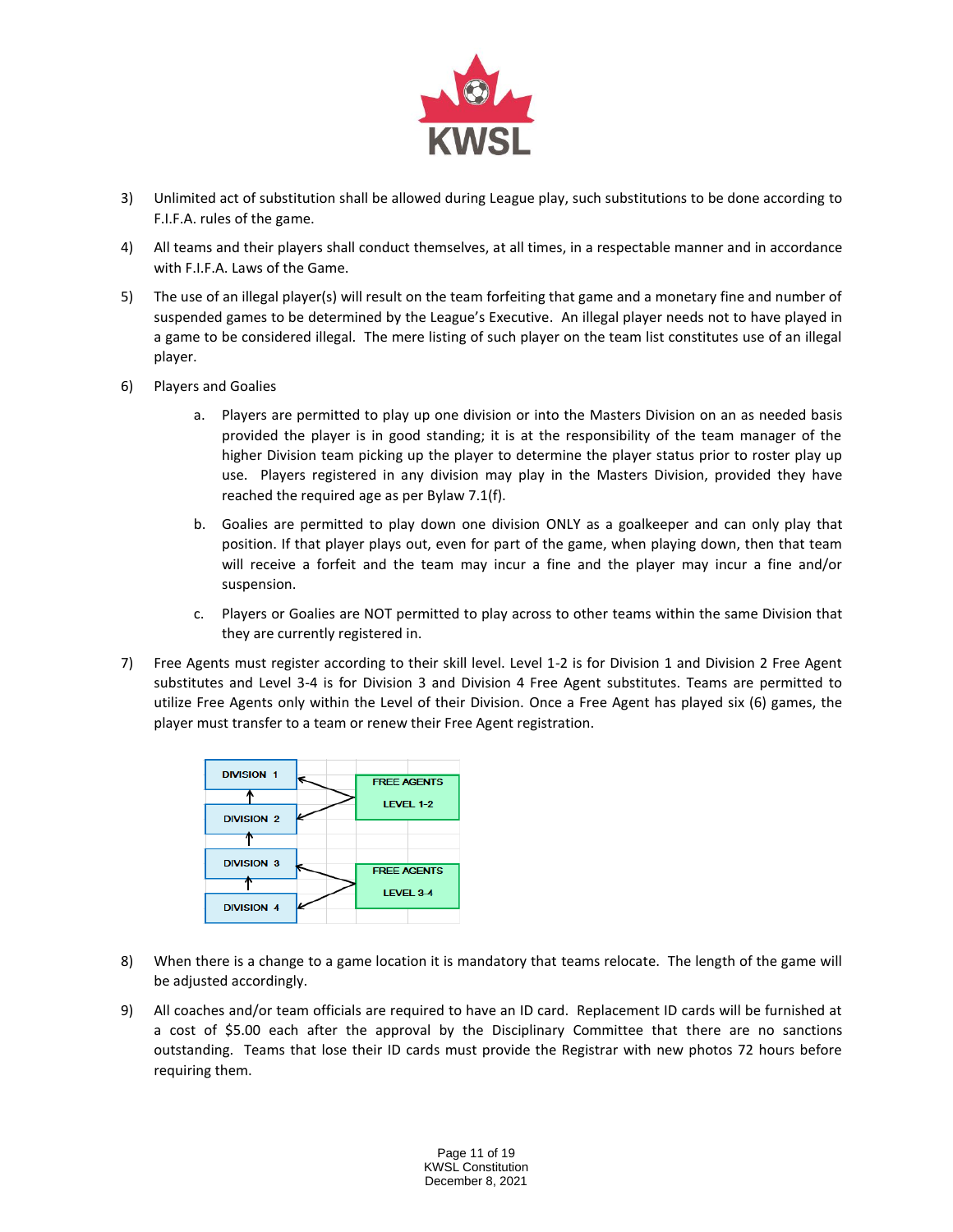3) Unlimited act of substitution shall be allowed during League play, such substitutions to be done according to F.I.F.A. rules of the game.

4) All teams and their players shall conduct themselves, at all times, in a respectable manner and in accordance with F.I.F.A. Laws of the Game.

5) The use of an illegal player(s) will result on the team forfeiting that game and a monetary fine and number of suspended games to be determined by the League's Executive. An illegal player needs not to have played in a game to be considered illegal. The mere listing of such player on the team list constitutes use of an illegal player.

6) Players and Goalies

   a. Players are permitted to play up one division or into the Masters Division on an as needed basis provided the player is in good standing; it is at the responsibility of the team manager of the higher Division team picking up the player to determine the player status prior to roster play up use. Players registered in any division may play in the Masters Division, provided they have reached the required age as per Bylaw 7.1(f).

   b. Goalies are permitted to play down one division ONLY as a goalkeeper and can only play that position. If that player plays out, even for part of the game, when playing down, then that team will receive a forfeit and the team may incur a fine and the player may incur a fine and/or suspension.

   c. Players or Goalies are NOT permitted to play across to other teams within the same Division that they are currently registered in.

7) Free Agents must register according to their skill level. Level 1-2 is for Division 1 and Division 2 Free Agent substitutes and Level 3-4 is for Division 3 and Division 4 Free Agent substitutes. Teams are permitted to utilize Free Agents only within the Level of their Division. Once a Free Agent has played six (6) games, the player must transfer to a team or renew their Free Agent registration.

DIVISION 1 ← FREE AGENTS LEVEL 1-2 → DIVISION 2

DIVISION 3 ← FREE AGENTS LEVEL 3-4 → DIVISION 4

8) When there is a change to a game location it is mandatory that teams relocate. The length of the game will be adjusted accordingly.

9) All coaches and/or team officials are required to have an ID card. Replacement ID cards will be furnished at a cost of $5.00 each after the approval by the Disciplinary Committee that there are no sanctions outstanding. Teams that lose their ID cards must provide the Registrar with new photos 72 hours before requiring them.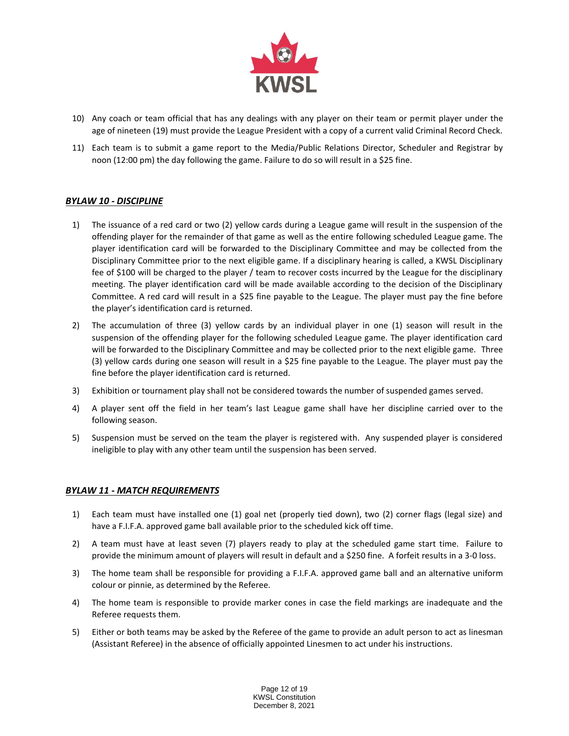10) Any coach or team official that has any dealings with any player on their team or permit player under the age of nineteen (19) must provide the League President with a copy of a current valid Criminal Record Check.
11) Each team is to submit a game report to the Media/Public Relations Director, Scheduler and Registrar by noon (12:00 pm) the day following the game. Failure to do so will result in a $25 fine.

## ***BYLAW 10 - DISCIPLINE***

1) The issuance of a red card or two (2) yellow cards during a League game will result in the suspension of the offending player for the remainder of that game as well as the entire following scheduled League game. The player identification card will be forwarded to the Disciplinary Committee and may be collected from the Disciplinary Committee prior to the next eligible game. If a disciplinary hearing is called, a KWSL Disciplinary fee of $100 will be charged to the player / team to recover costs incurred by the League for the disciplinary meeting. The player identification card will be made available according to the decision of the Disciplinary Committee. A red card will result in a $25 fine payable to the League. The player must pay the fine before the player's identification card is returned.
2) The accumulation of three (3) yellow cards by an individual player in one (1) season will result in the suspension of the offending player for the following scheduled League game. The player identification card will be forwarded to the Disciplinary Committee and may be collected prior to the next eligible game. Three (3) yellow cards during one season will result in a $25 fine payable to the League. The player must pay the fine before the player identification card is returned.
3) Exhibition or tournament play shall not be considered towards the number of suspended games served.
4) A player sent off the field in her team's last League game shall have her discipline carried over to the following season.
5) Suspension must be served on the team the player is registered with. Any suspended player is considered ineligible to play with any other team until the suspension has been served.

## ***BYLAW 11 - MATCH REQUIREMENTS***

1) Each team must have installed one (1) goal net (properly tied down), two (2) corner flags (legal size) and have a F.I.F.A. approved game ball available prior to the scheduled kick off time.
2) A team must have at least seven (7) players ready to play at the scheduled game start time. Failure to provide the minimum amount of players will result in default and a $250 fine. A forfeit results in a 3-0 loss.
3) The home team shall be responsible for providing a F.I.F.A. approved game ball and an alternative uniform colour or pinnie, as determined by the Referee.
4) The home team is responsible to provide marker cones in case the field markings are inadequate and the Referee requests them.
5) Either or both teams may be asked by the Referee of the game to provide an adult person to act as linesman (Assistant Referee) in the absence of officially appointed Linesmen to act under his instructions.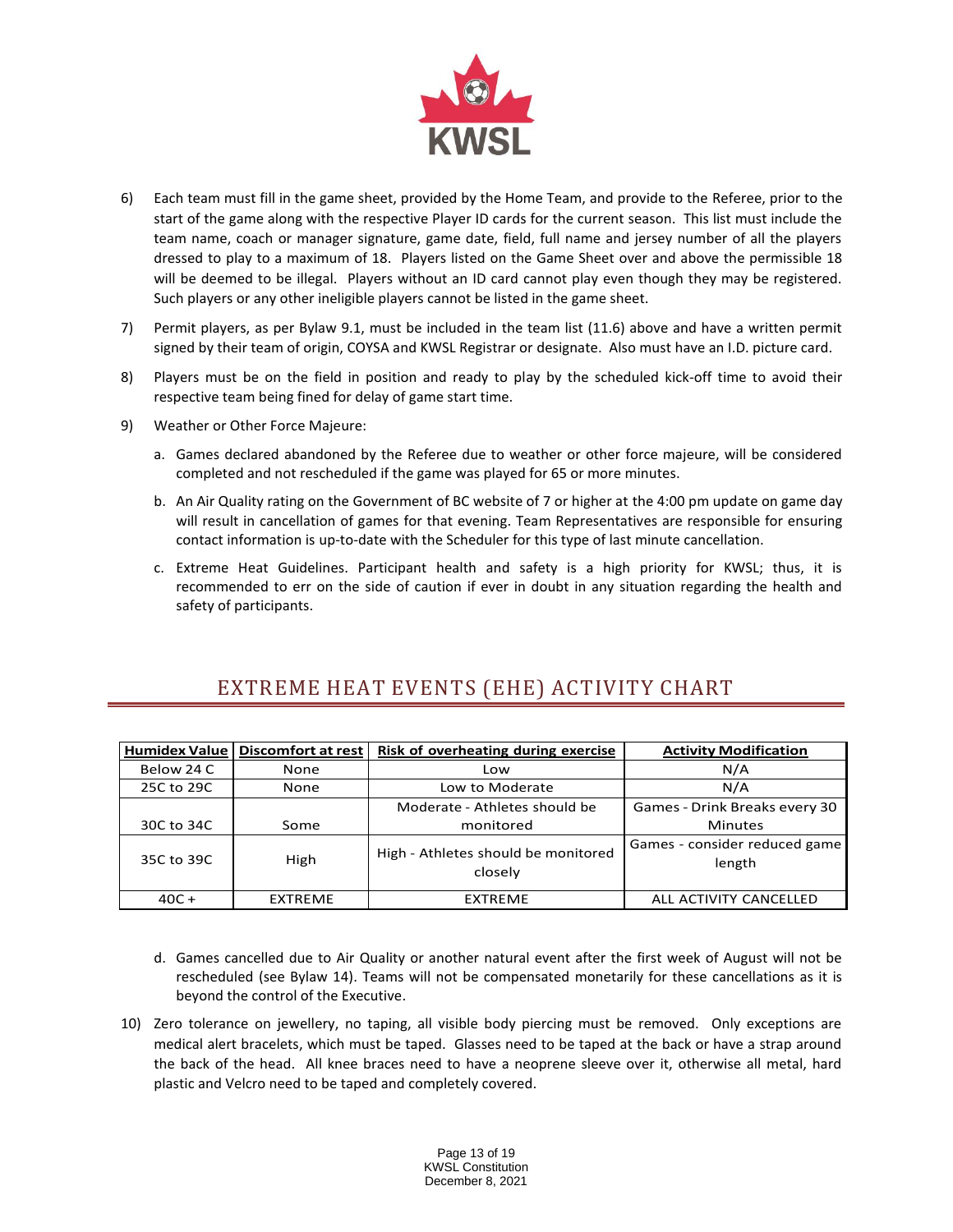6) Each team must fill in the game sheet, provided by the Home Team, and provide to the Referee, prior to the start of the game along with the respective Player ID cards for the current season. This list must include the team name, coach or manager signature, game date, field, full name and jersey number of all the players dressed to play to a maximum of 18. Players listed on the Game Sheet over and above the permissible 18 will be deemed to be illegal. Players without an ID card cannot play even though they may be registered. Such players or any other ineligible players cannot be listed in the game sheet.

7) Permit players, as per Bylaw 9.1, must be included in the team list (11.6) above and have a written permit signed by their team of origin, COYSA and KWSL Registrar or designate. Also must have an I.D. picture card.

8) Players must be on the field in position and ready to play by the scheduled kick-off time to avoid their respective team being fined for delay of game start time.

9) Weather or Other Force Majeure:

   a. Games declared abandoned by the Referee due to weather or other force majeure, will be considered completed and not rescheduled if the game was played for 65 or more minutes.

   b. An Air Quality rating on the Government of BC website of 7 or higher at the 4:00 pm update on game day will result in cancellation of games for that evening. Team Representatives are responsible for ensuring contact information is up-to-date with the Scheduler for this type of last minute cancellation.

   c. Extreme Heat Guidelines. Participant health and safety is a high priority for KWSL; thus, it is recommended to err on the side of caution if ever in doubt in any situation regarding the health and safety of participants.

## EXTREME HEAT EVENTS (EHE) ACTIVITY CHART

| Humidex Value | Discomfort at rest | Risk of overheating during exercise | Activity Modification |
|---|---|---|---|
| Below 24 C | None | Low | N/A |
| 25C to 29C | None | Low to Moderate | N/A |
| 30C to 34C | Some | Moderate - Athletes should be monitored | Games - Drink Breaks every 30 Minutes |
| 35C to 39C | High | High - Athletes should be monitored closely | Games - consider reduced game length |
| 40C + | EXTREME | EXTREME | ALL ACTIVITY CANCELLED |

   d. Games cancelled due to Air Quality or another natural event after the first week of August will not be rescheduled (see Bylaw 14). Teams will not be compensated monetarily for these cancellations as it is beyond the control of the Executive.

10) Zero tolerance on jewellery, no taping, all visible body piercing must be removed. Only exceptions are medical alert bracelets, which must be taped. Glasses need to be taped at the back or have a strap around the back of the head. All knee braces need to have a neoprene sleeve over it, otherwise all metal, hard plastic and Velcro need to be taped and completely covered.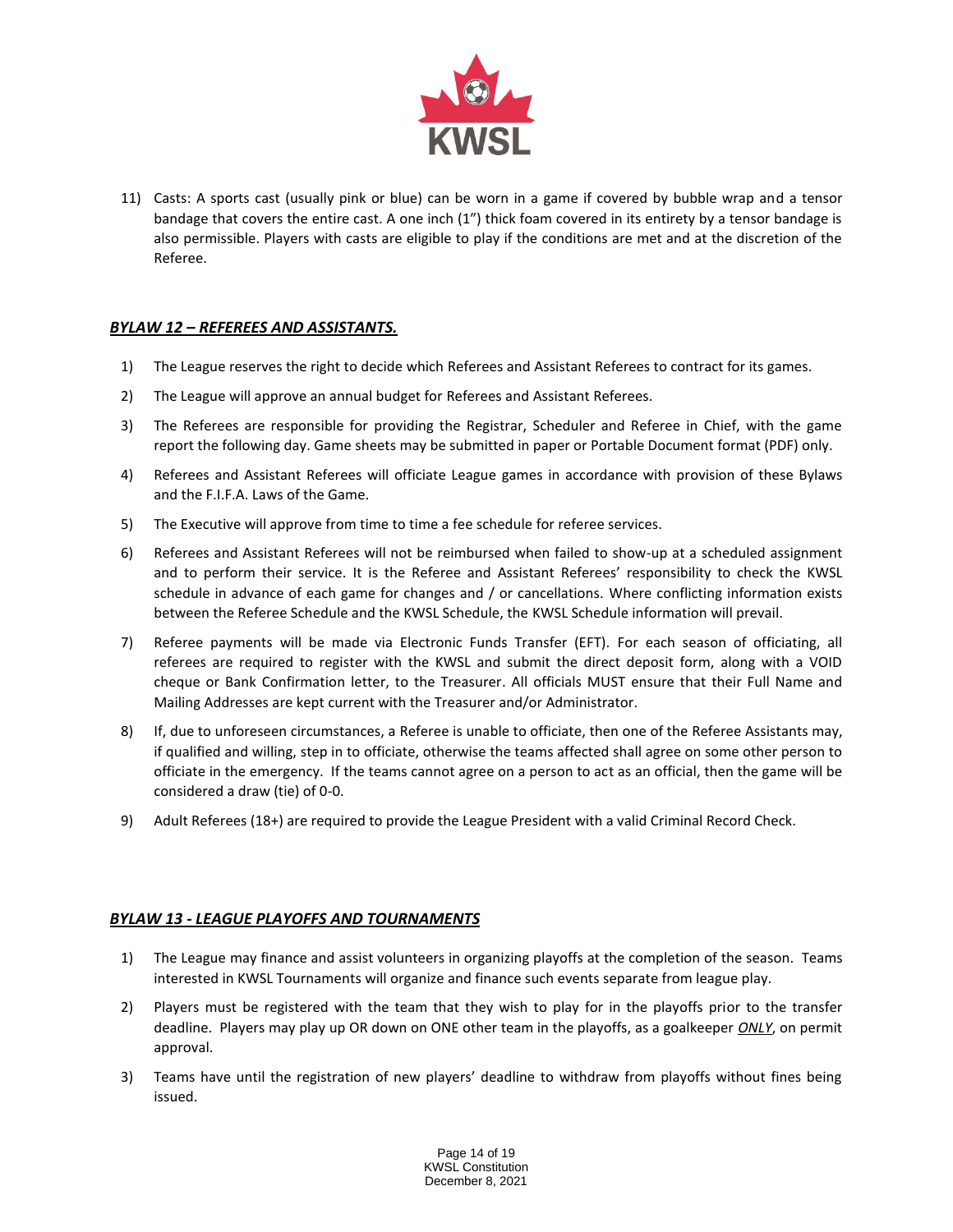11) Casts: A sports cast (usually pink or blue) can be worn in a game if covered by bubble wrap and a tensor bandage that covers the entire cast. A one inch (1") thick foam covered in its entirety by a tensor bandage is also permissible. Players with casts are eligible to play if the conditions are met and at the discretion of the Referee.

## ***BYLAW 12 – REFEREES AND ASSISTANTS.***

1) The League reserves the right to decide which Referees and Assistant Referees to contract for its games.
2) The League will approve an annual budget for Referees and Assistant Referees.
3) The Referees are responsible for providing the Registrar, Scheduler and Referee in Chief, with the game report the following day. Game sheets may be submitted in paper or Portable Document format (PDF) only.
4) Referees and Assistant Referees will officiate League games in accordance with provision of these Bylaws and the F.I.F.A. Laws of the Game.
5) The Executive will approve from time to time a fee schedule for referee services.
6) Referees and Assistant Referees will not be reimbursed when failed to show-up at a scheduled assignment and to perform their service. It is the Referee and Assistant Referees' responsibility to check the KWSL schedule in advance of each game for changes and / or cancellations. Where conflicting information exists between the Referee Schedule and the KWSL Schedule, the KWSL Schedule information will prevail.
7) Referee payments will be made via Electronic Funds Transfer (EFT). For each season of officiating, all referees are required to register with the KWSL and submit the direct deposit form, along with a VOID cheque or Bank Confirmation letter, to the Treasurer. All officials MUST ensure that their Full Name and Mailing Addresses are kept current with the Treasurer and/or Administrator.
8) If, due to unforeseen circumstances, a Referee is unable to officiate, then one of the Referee Assistants may, if qualified and willing, step in to officiate, otherwise the teams affected shall agree on some other person to officiate in the emergency. If the teams cannot agree on a person to act as an official, then the game will be considered a draw (tie) of 0-0.
9) Adult Referees (18+) are required to provide the League President with a valid Criminal Record Check.

## ***BYLAW 13 - LEAGUE PLAYOFFS AND TOURNAMENTS***

1) The League may finance and assist volunteers in organizing playoffs at the completion of the season. Teams interested in KWSL Tournaments will organize and finance such events separate from league play.
2) Players must be registered with the team that they wish to play for in the playoffs prior to the transfer deadline. Players may play up OR down on ONE other team in the playoffs, as a goalkeeper ***ONLY***, on permit approval.
3) Teams have until the registration of new players' deadline to withdraw from playoffs without fines being issued.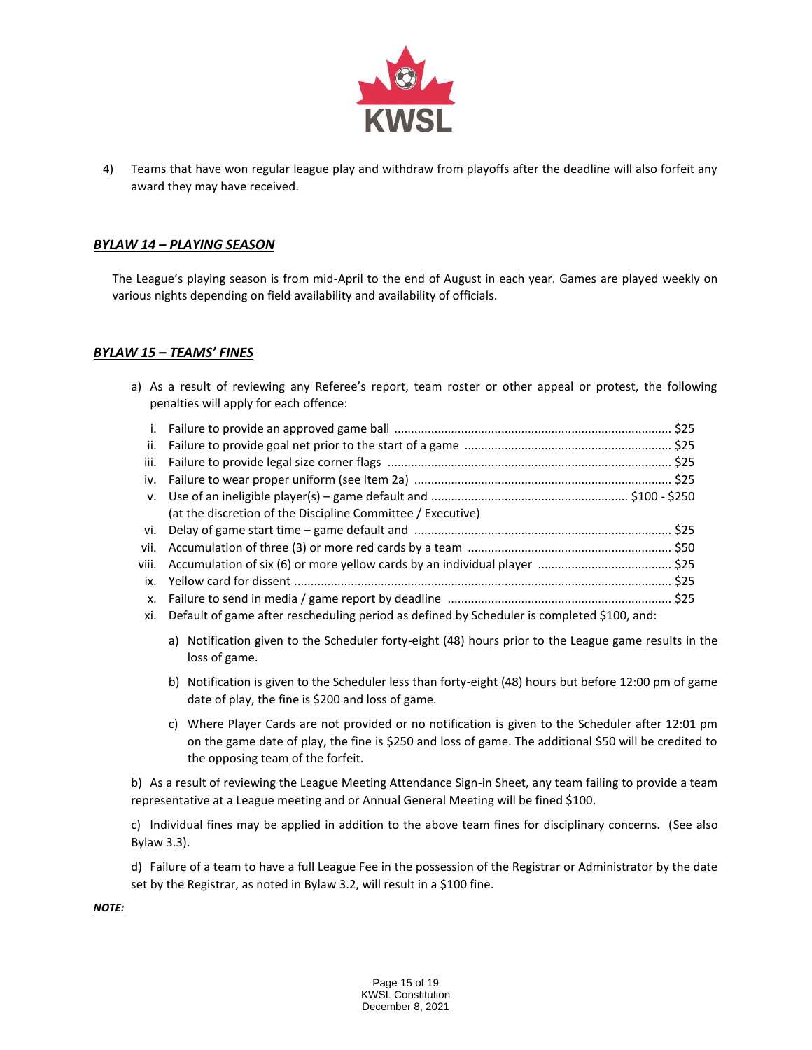4) Teams that have won regular league play and withdraw from playoffs after the deadline will also forfeit any award they may have received.

### ***BYLAW 14 – PLAYING SEASON***

The League's playing season is from mid-April to the end of August in each year. Games are played weekly on various nights depending on field availability and availability of officials.

### ***BYLAW 15 – TEAMS' FINES***

a) As a result of reviewing any Referee's report, team roster or other appeal or protest, the following penalties will apply for each offence:

i. Failure to provide an approved game ball .................................................................................. $25
ii. Failure to provide goal net prior to the start of a game ............................................................. $25
iii. Failure to provide legal size corner flags .................................................................................... $25
iv. Failure to wear proper uniform (see Item 2a) ............................................................................ $25
v. Use of an ineligible player(s) – game default and .......................................................... $100 - $250
(at the discretion of the Discipline Committee / Executive)
vi. Delay of game start time – game default and ............................................................................ $25
vii. Accumulation of three (3) or more red cards by a team ............................................................ $50
viii. Accumulation of six (6) or more yellow cards by an individual player ....................................... $25
ix. Yellow card for dissent ................................................................................................................ $25
x. Failure to send in media / game report by deadline .................................................................. $25
xi. Default of game after rescheduling period as defined by Scheduler is completed $100, and:

a) Notification given to the Scheduler forty-eight (48) hours prior to the League game results in the loss of game.

b) Notification is given to the Scheduler less than forty-eight (48) hours but before 12:00 pm of game date of play, the fine is $200 and loss of game.

c) Where Player Cards are not provided or no notification is given to the Scheduler after 12:01 pm on the game date of play, the fine is $250 and loss of game. The additional $50 will be credited to the opposing team of the forfeit.

b) As a result of reviewing the League Meeting Attendance Sign-in Sheet, any team failing to provide a team representative at a League meeting and or Annual General Meeting will be fined $100.

c) Individual fines may be applied in addition to the above team fines for disciplinary concerns. (See also Bylaw 3.3).

d) Failure of a team to have a full League Fee in the possession of the Registrar or Administrator by the date set by the Registrar, as noted in Bylaw 3.2, will result in a $100 fine.

***NOTE:***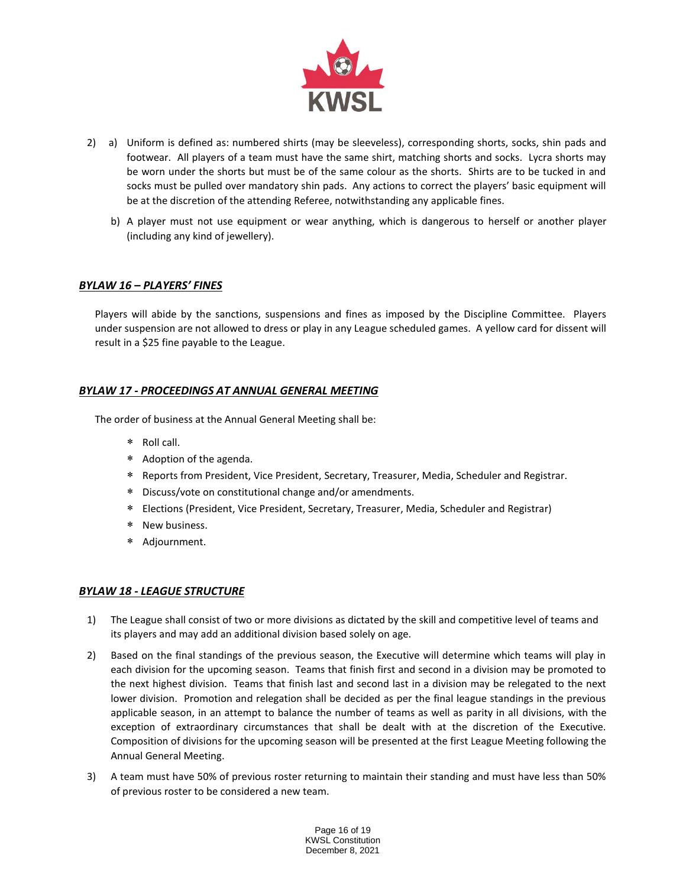2) a) Uniform is defined as: numbered shirts (may be sleeveless), corresponding shorts, socks, shin pads and footwear. All players of a team must have the same shirt, matching shorts and socks. Lycra shorts may be worn under the shorts but must be of the same colour as the shorts. Shirts are to be tucked in and socks must be pulled over mandatory shin pads. Any actions to correct the players' basic equipment will be at the discretion of the attending Referee, notwithstanding any applicable fines.

   b) A player must not use equipment or wear anything, which is dangerous to herself or another player (including any kind of jewellery).

### ***BYLAW 16 – PLAYERS' FINES***

Players will abide by the sanctions, suspensions and fines as imposed by the Discipline Committee. Players under suspension are not allowed to dress or play in any League scheduled games. A yellow card for dissent will result in a $25 fine payable to the League.

### ***BYLAW 17 - PROCEEDINGS AT ANNUAL GENERAL MEETING***

The order of business at the Annual General Meeting shall be:

* Roll call.
* Adoption of the agenda.
* Reports from President, Vice President, Secretary, Treasurer, Media, Scheduler and Registrar.
* Discuss/vote on constitutional change and/or amendments.
* Elections (President, Vice President, Secretary, Treasurer, Media, Scheduler and Registrar)
* New business.
* Adjournment.

### ***BYLAW 18 - LEAGUE STRUCTURE***

1) The League shall consist of two or more divisions as dictated by the skill and competitive level of teams and its players and may add an additional division based solely on age.

2) Based on the final standings of the previous season, the Executive will determine which teams will play in each division for the upcoming season. Teams that finish first and second in a division may be promoted to the next highest division. Teams that finish last and second last in a division may be relegated to the next lower division. Promotion and relegation shall be decided as per the final league standings in the previous applicable season, in an attempt to balance the number of teams as well as parity in all divisions, with the exception of extraordinary circumstances that shall be dealt with at the discretion of the Executive. Composition of divisions for the upcoming season will be presented at the first League Meeting following the Annual General Meeting.

3) A team must have 50% of previous roster returning to maintain their standing and must have less than 50% of previous roster to be considered a new team.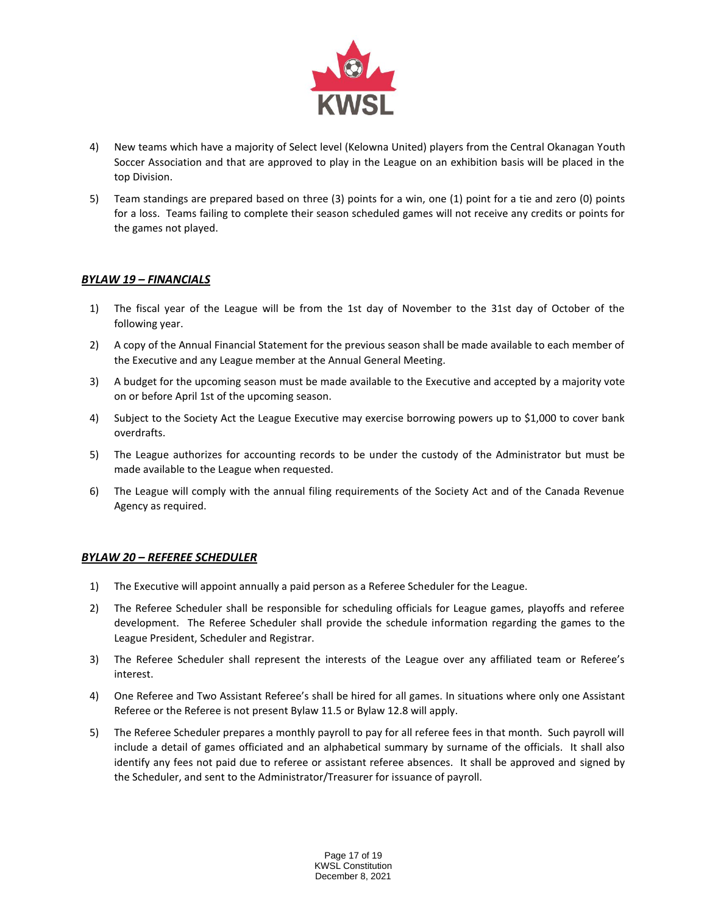4) New teams which have a majority of Select level (Kelowna United) players from the Central Okanagan Youth Soccer Association and that are approved to play in the League on an exhibition basis will be placed in the top Division.

5) Team standings are prepared based on three (3) points for a win, one (1) point for a tie and zero (0) points for a loss. Teams failing to complete their season scheduled games will not receive any credits or points for the games not played.

## ***BYLAW 19 – FINANCIALS***

1) The fiscal year of the League will be from the 1st day of November to the 31st day of October of the following year.

2) A copy of the Annual Financial Statement for the previous season shall be made available to each member of the Executive and any League member at the Annual General Meeting.

3) A budget for the upcoming season must be made available to the Executive and accepted by a majority vote on or before April 1st of the upcoming season.

4) Subject to the Society Act the League Executive may exercise borrowing powers up to $1,000 to cover bank overdrafts.

5) The League authorizes for accounting records to be under the custody of the Administrator but must be made available to the League when requested.

6) The League will comply with the annual filing requirements of the Society Act and of the Canada Revenue Agency as required.

## ***BYLAW 20 – REFEREE SCHEDULER***

1) The Executive will appoint annually a paid person as a Referee Scheduler for the League.

2) The Referee Scheduler shall be responsible for scheduling officials for League games, playoffs and referee development. The Referee Scheduler shall provide the schedule information regarding the games to the League President, Scheduler and Registrar.

3) The Referee Scheduler shall represent the interests of the League over any affiliated team or Referee's interest.

4) One Referee and Two Assistant Referee's shall be hired for all games. In situations where only one Assistant Referee or the Referee is not present Bylaw 11.5 or Bylaw 12.8 will apply.

5) The Referee Scheduler prepares a monthly payroll to pay for all referee fees in that month. Such payroll will include a detail of games officiated and an alphabetical summary by surname of the officials. It shall also identify any fees not paid due to referee or assistant referee absences. It shall be approved and signed by the Scheduler, and sent to the Administrator/Treasurer for issuance of payroll.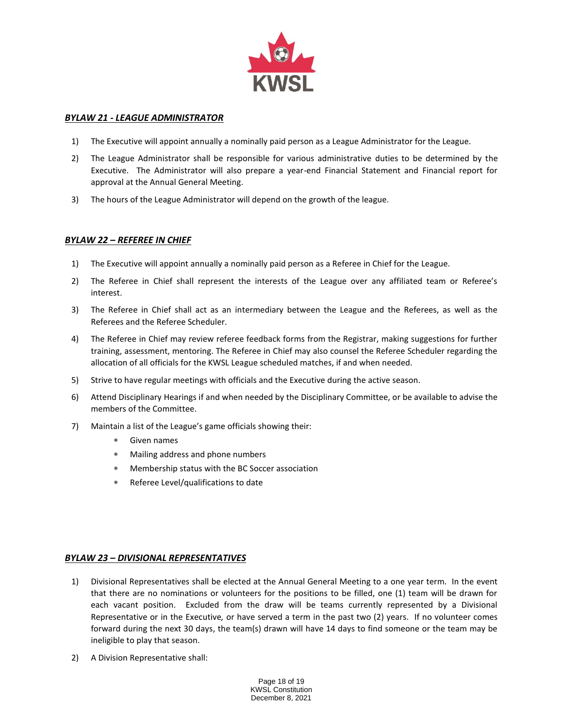## ***BYLAW 21 - LEAGUE ADMINISTRATOR***

1) The Executive will appoint annually a nominally paid person as a League Administrator for the League.
2) The League Administrator shall be responsible for various administrative duties to be determined by the Executive. The Administrator will also prepare a year-end Financial Statement and Financial report for approval at the Annual General Meeting.
3) The hours of the League Administrator will depend on the growth of the league.

## ***BYLAW 22 – REFEREE IN CHIEF***

1) The Executive will appoint annually a nominally paid person as a Referee in Chief for the League.
2) The Referee in Chief shall represent the interests of the League over any affiliated team or Referee's interest.
3) The Referee in Chief shall act as an intermediary between the League and the Referees, as well as the Referees and the Referee Scheduler.
4) The Referee in Chief may review referee feedback forms from the Registrar, making suggestions for further training, assessment, mentoring. The Referee in Chief may also counsel the Referee Scheduler regarding the allocation of all officials for the KWSL League scheduled matches, if and when needed.
5) Strive to have regular meetings with officials and the Executive during the active season.
6) Attend Disciplinary Hearings if and when needed by the Disciplinary Committee, or be available to advise the members of the Committee.
7) Maintain a list of the League's game officials showing their:
   - Given names
   - Mailing address and phone numbers
   - Membership status with the BC Soccer association
   - Referee Level/qualifications to date

## ***BYLAW 23 – DIVISIONAL REPRESENTATIVES***

1) Divisional Representatives shall be elected at the Annual General Meeting to a one year term. In the event that there are no nominations or volunteers for the positions to be filled, one (1) team will be drawn for each vacant position. Excluded from the draw will be teams currently represented by a Divisional Representative or in the Executive*,* or have served a term in the past two (2) years. If no volunteer comes forward during the next 30 days, the team(s) drawn will have 14 days to find someone or the team may be ineligible to play that season.
2) A Division Representative shall: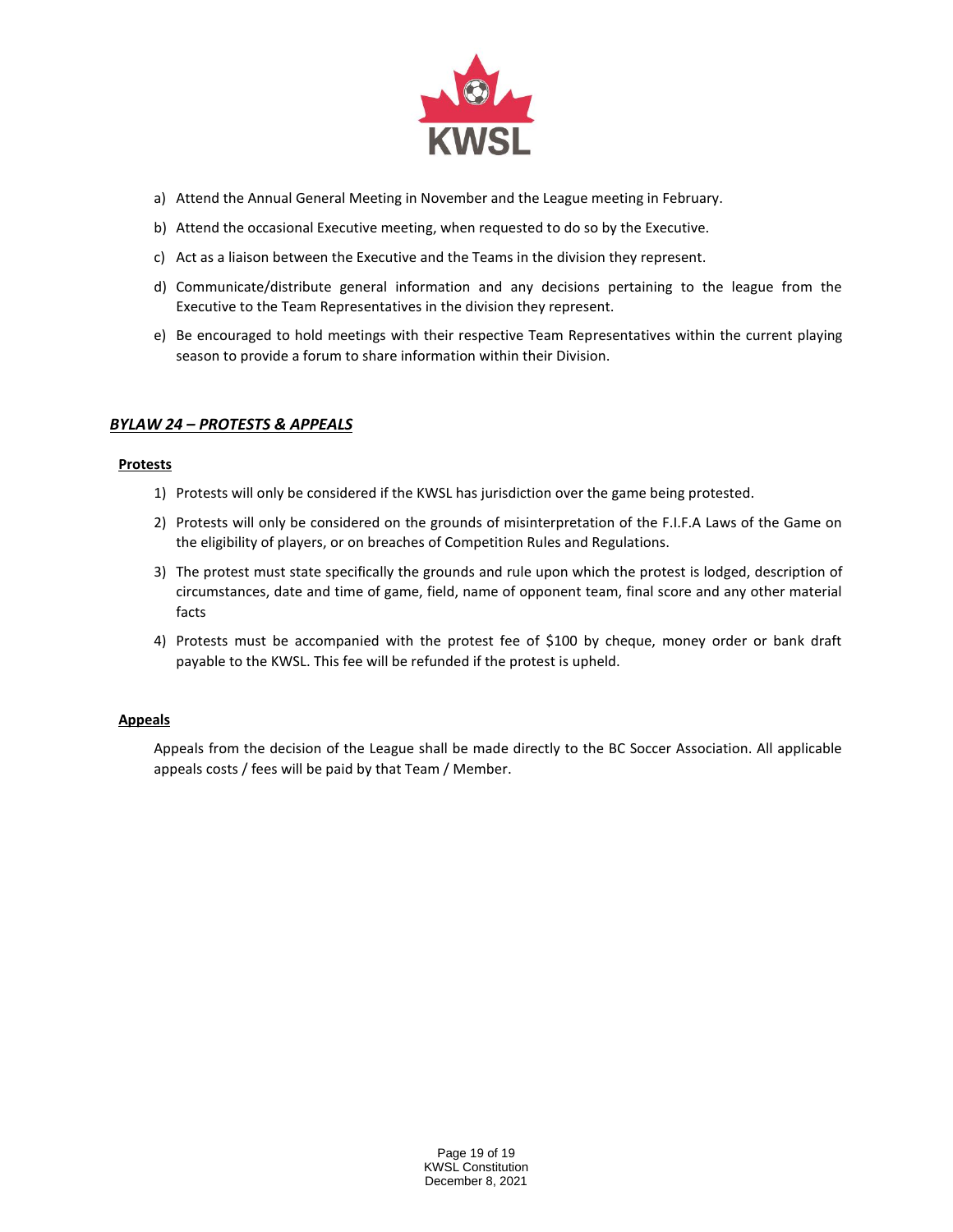a) Attend the Annual General Meeting in November and the League meeting in February.

b) Attend the occasional Executive meeting, when requested to do so by the Executive.

c) Act as a liaison between the Executive and the Teams in the division they represent.

d) Communicate/distribute general information and any decisions pertaining to the league from the Executive to the Team Representatives in the division they represent.

e) Be encouraged to hold meetings with their respective Team Representatives within the current playing season to provide a forum to share information within their Division.

## ***BYLAW 24 – PROTESTS & APPEALS***

### **Protests**

1) Protests will only be considered if the KWSL has jurisdiction over the game being protested.
2) Protests will only be considered on the grounds of misinterpretation of the F.I.F.A Laws of the Game on the eligibility of players, or on breaches of Competition Rules and Regulations.
3) The protest must state specifically the grounds and rule upon which the protest is lodged, description of circumstances, date and time of game, field, name of opponent team, final score and any other material facts
4) Protests must be accompanied with the protest fee of $100 by cheque, money order or bank draft payable to the KWSL. This fee will be refunded if the protest is upheld.

### **Appeals**

Appeals from the decision of the League shall be made directly to the BC Soccer Association. All applicable appeals costs / fees will be paid by that Team / Member.